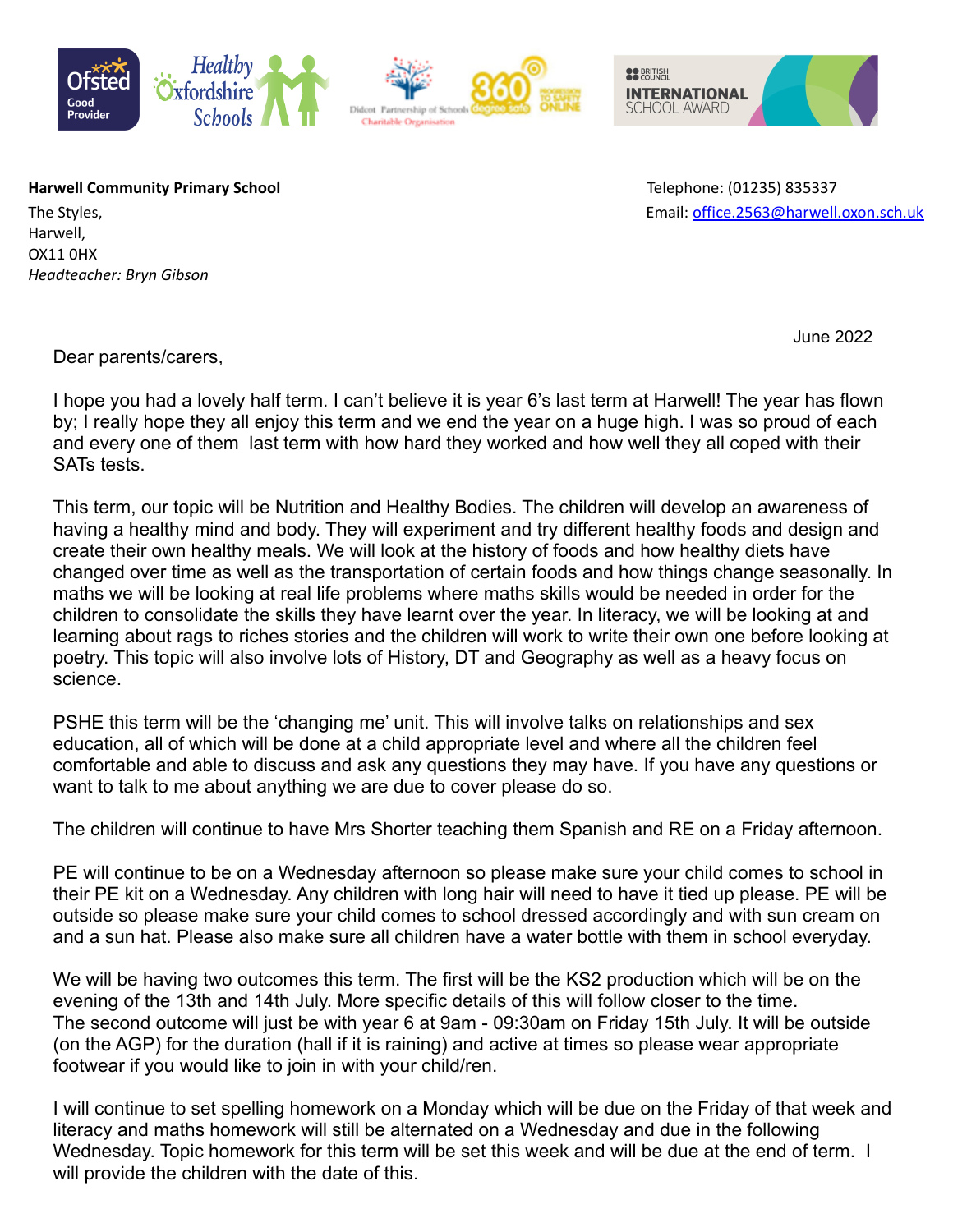**Harwell Community Primary School**

The Styles,
Harwell,
OX11 0HX
*Headteacher: Bryn Gibson*

Telephone: (01235) 835337
Email: office.2563@harwell.oxon.sch.uk

June 2022

Dear parents/carers,

I hope you had a lovely half term. I can't believe it is year 6's last term at Harwell! The year has flown by; I really hope they all enjoy this term and we end the year on a huge high. I was so proud of each and every one of them last term with how hard they worked and how well they all coped with their SATs tests.

This term, our topic will be Nutrition and Healthy Bodies. The children will develop an awareness of having a healthy mind and body. They will experiment and try different healthy foods and design and create their own healthy meals. We will look at the history of foods and how healthy diets have changed over time as well as the transportation of certain foods and how things change seasonally. In maths we will be looking at real life problems where maths skills would be needed in order for the children to consolidate the skills they have learnt over the year. In literacy, we will be looking at and learning about rags to riches stories and the children will work to write their own one before looking at poetry. This topic will also involve lots of History, DT and Geography as well as a heavy focus on science.

PSHE this term will be the 'changing me' unit. This will involve talks on relationships and sex education, all of which will be done at a child appropriate level and where all the children feel comfortable and able to discuss and ask any questions they may have. If you have any questions or want to talk to me about anything we are due to cover please do so.

The children will continue to have Mrs Shorter teaching them Spanish and RE on a Friday afternoon.

PE will continue to be on a Wednesday afternoon so please make sure your child comes to school in their PE kit on a Wednesday. Any children with long hair will need to have it tied up please. PE will be outside so please make sure your child comes to school dressed accordingly and with sun cream on and a sun hat. Please also make sure all children have a water bottle with them in school everyday.

We will be having two outcomes this term. The first will be the KS2 production which will be on the evening of the 13th and 14th July. More specific details of this will follow closer to the time.
The second outcome will just be with year 6 at 9am - 09:30am on Friday 15th July. It will be outside (on the AGP) for the duration (hall if it is raining) and active at times so please wear appropriate footwear if you would like to join in with your child/ren.

I will continue to set spelling homework on a Monday which will be due on the Friday of that week and literacy and maths homework will still be alternated on a Wednesday and due in the following Wednesday. Topic homework for this term will be set this week and will be due at the end of term. I will provide the children with the date of this.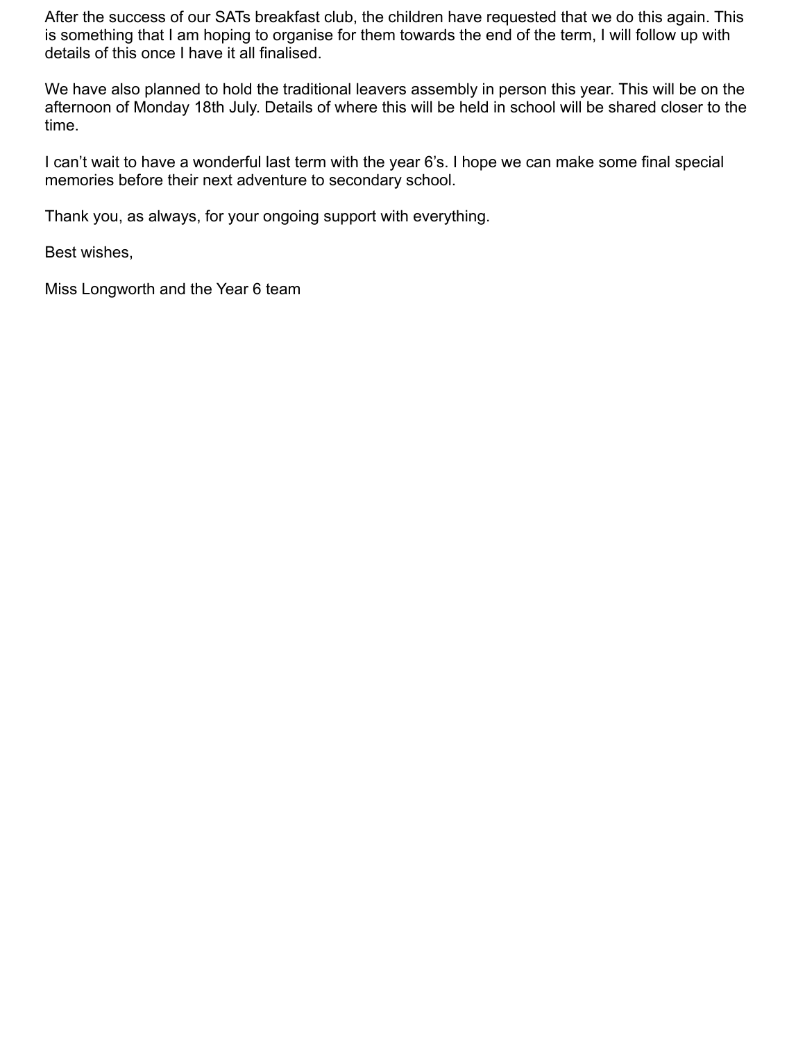After the success of our SATs breakfast club, the children have requested that we do this again. This is something that I am hoping to organise for them towards the end of the term, I will follow up with details of this once I have it all finalised.

We have also planned to hold the traditional leavers assembly in person this year. This will be on the afternoon of Monday 18th July. Details of where this will be held in school will be shared closer to the time.

I can't wait to have a wonderful last term with the year 6's. I hope we can make some final special memories before their next adventure to secondary school.

Thank you, as always, for your ongoing support with everything.

Best wishes,

Miss Longworth and the Year 6 team